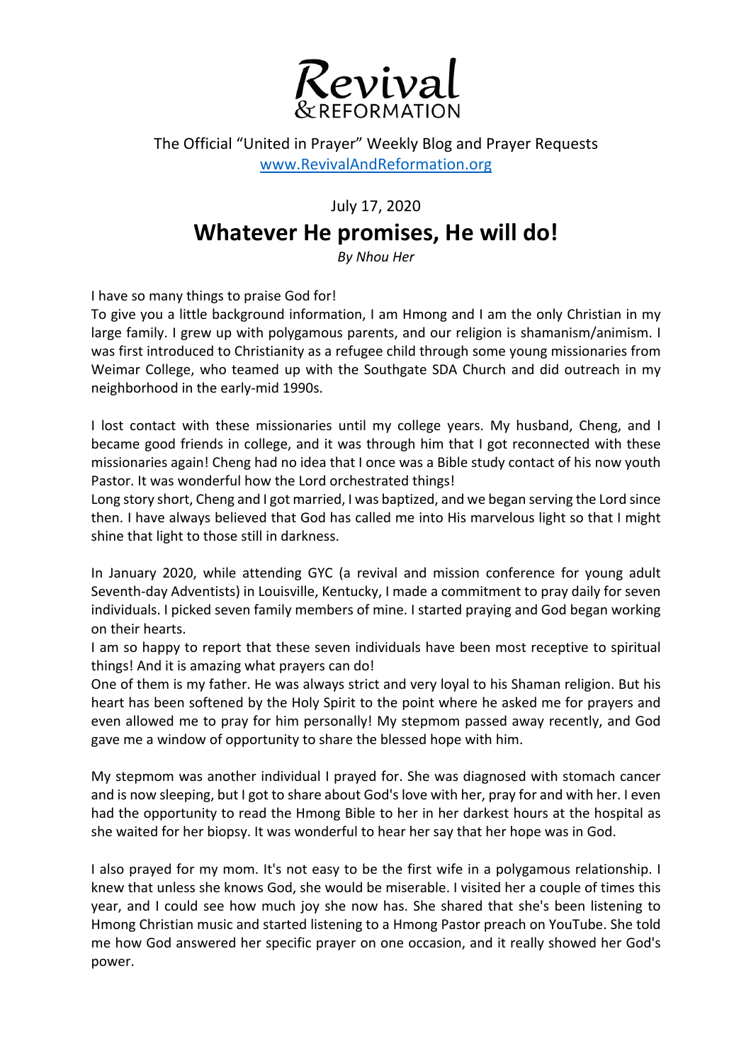Revival
& REFORMATION

The Official "United in Prayer" Weekly Blog and Prayer Requests
www.RevivalAndReformation.org

July 17, 2020

# Whatever He promises, He will do!

*By Nhou Her*

I have so many things to praise God for!
To give you a little background information, I am Hmong and I am the only Christian in my large family. I grew up with polygamous parents, and our religion is shamanism/animism. I was first introduced to Christianity as a refugee child through some young missionaries from Weimar College, who teamed up with the Southgate SDA Church and did outreach in my neighborhood in the early-mid 1990s.

I lost contact with these missionaries until my college years. My husband, Cheng, and I became good friends in college, and it was through him that I got reconnected with these missionaries again! Cheng had no idea that I once was a Bible study contact of his now youth Pastor. It was wonderful how the Lord orchestrated things!
Long story short, Cheng and I got married, I was baptized, and we began serving the Lord since then. I have always believed that God has called me into His marvelous light so that I might shine that light to those still in darkness.

In January 2020, while attending GYC (a revival and mission conference for young adult Seventh-day Adventists) in Louisville, Kentucky, I made a commitment to pray daily for seven individuals. I picked seven family members of mine. I started praying and God began working on their hearts.
I am so happy to report that these seven individuals have been most receptive to spiritual things! And it is amazing what prayers can do!
One of them is my father. He was always strict and very loyal to his Shaman religion. But his heart has been softened by the Holy Spirit to the point where he asked me for prayers and even allowed me to pray for him personally! My stepmom passed away recently, and God gave me a window of opportunity to share the blessed hope with him.

My stepmom was another individual I prayed for. She was diagnosed with stomach cancer and is now sleeping, but I got to share about God's love with her, pray for and with her. I even had the opportunity to read the Hmong Bible to her in her darkest hours at the hospital as she waited for her biopsy. It was wonderful to hear her say that her hope was in God.

I also prayed for my mom. It's not easy to be the first wife in a polygamous relationship. I knew that unless she knows God, she would be miserable. I visited her a couple of times this year, and I could see how much joy she now has. She shared that she's been listening to Hmong Christian music and started listening to a Hmong Pastor preach on YouTube. She told me how God answered her specific prayer on one occasion, and it really showed her God's power.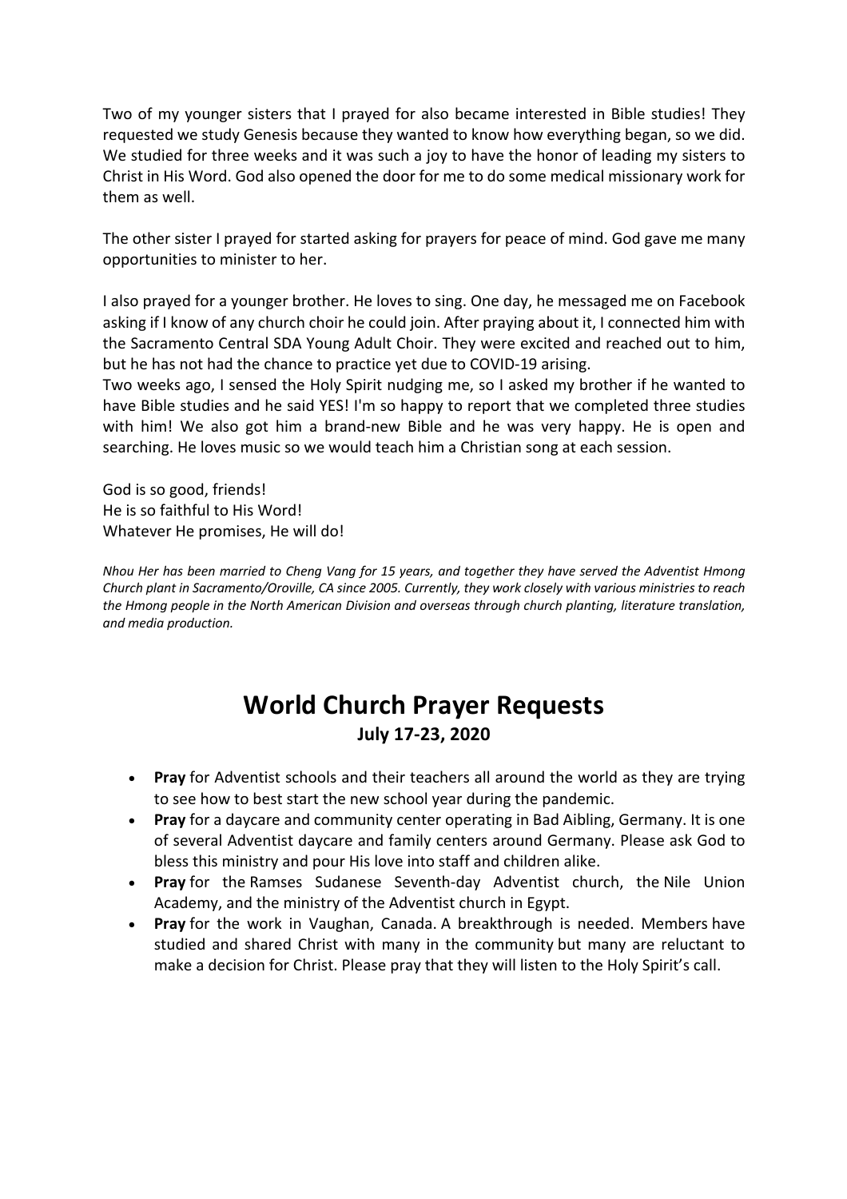Two of my younger sisters that I prayed for also became interested in Bible studies! They requested we study Genesis because they wanted to know how everything began, so we did. We studied for three weeks and it was such a joy to have the honor of leading my sisters to Christ in His Word. God also opened the door for me to do some medical missionary work for them as well.

The other sister I prayed for started asking for prayers for peace of mind. God gave me many opportunities to minister to her.

I also prayed for a younger brother. He loves to sing. One day, he messaged me on Facebook asking if I know of any church choir he could join. After praying about it, I connected him with the Sacramento Central SDA Young Adult Choir. They were excited and reached out to him, but he has not had the chance to practice yet due to COVID-19 arising.
Two weeks ago, I sensed the Holy Spirit nudging me, so I asked my brother if he wanted to have Bible studies and he said YES! I'm so happy to report that we completed three studies with him! We also got him a brand-new Bible and he was very happy. He is open and searching. He loves music so we would teach him a Christian song at each session.

God is so good, friends!
He is so faithful to His Word!
Whatever He promises, He will do!

*Nhou Her has been married to Cheng Vang for 15 years, and together they have served the Adventist Hmong Church plant in Sacramento/Oroville, CA since 2005. Currently, they work closely with various ministries to reach the Hmong people in the North American Division and overseas through church planting, literature translation, and media production.*

# World Church Prayer Requests

## July 17-23, 2020

- **Pray** for Adventist schools and their teachers all around the world as they are trying to see how to best start the new school year during the pandemic.
- **Pray** for a daycare and community center operating in Bad Aibling, Germany. It is one of several Adventist daycare and family centers around Germany. Please ask God to bless this ministry and pour His love into staff and children alike.
- **Pray** for the Ramses Sudanese Seventh-day Adventist church, the Nile Union Academy, and the ministry of the Adventist church in Egypt.
- **Pray** for the work in Vaughan, Canada. A breakthrough is needed. Members have studied and shared Christ with many in the community but many are reluctant to make a decision for Christ. Please pray that they will listen to the Holy Spirit's call.